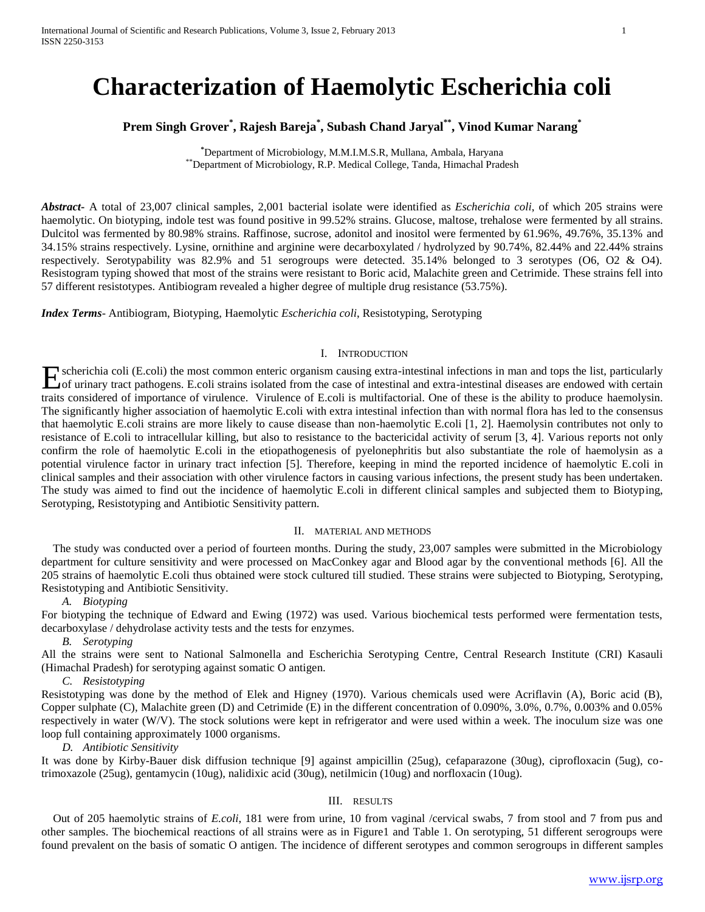# Characterization of Haemolytic Escherichia coli

**Prem Singh Grover[\*], Rajesh Bareja[\*], Subash Chand Jaryal[\*\*], Vinod Kumar Narang[\*]**

[\*]Department of Microbiology, M.M.I.M.S.R, Mullana, Ambala, Haryana
[\*\*]Department of Microbiology, R.P. Medical College, Tanda, Himachal Pradesh

***Abstract*-** A total of 23,007 clinical samples, 2,001 bacterial isolate were identified as *Escherichia coli*, of which 205 strains were haemolytic. On biotyping, indole test was found positive in 99.52% strains. Glucose, maltose, trehalose were fermented by all strains. Dulcitol was fermented by 80.98% strains. Raffinose, sucrose, adonitol and inositol were fermented by 61.96%, 49.76%, 35.13% and 34.15% strains respectively. Lysine, ornithine and arginine were decarboxylated / hydrolyzed by 90.74%, 82.44% and 22.44% strains respectively. Serotypability was 82.9% and 51 serogroups were detected. 35.14% belonged to 3 serotypes (O6, O2 & O4). Resistogram typing showed that most of the strains were resistant to Boric acid, Malachite green and Cetrimide. These strains fell into 57 different resistotypes. Antibiogram revealed a higher degree of multiple drug resistance (53.75%).

***Index Terms*-** Antibiogram, Biotyping, Haemolytic *Escherichia coli*, Resistotyping, Serotyping

## I. Introduction

Escherichia coli (E.coli) the most common enteric organism causing extra-intestinal infections in man and tops the list, particularly of urinary tract pathogens. E.coli strains isolated from the case of intestinal and extra-intestinal diseases are endowed with certain traits considered of importance of virulence. Virulence of E.coli is multifactorial. One of these is the ability to produce haemolysin. The significantly higher association of haemolytic E.coli with extra intestinal infection than with normal flora has led to the consensus that haemolytic E.coli strains are more likely to cause disease than non-haemolytic E.coli [1, 2]. Haemolysin contributes not only to resistance of E.coli to intracellular killing, but also to resistance to the bactericidal activity of serum [3, 4]. Various reports not only confirm the role of haemolytic E.coli in the etiopathogenesis of pyelonephritis but also substantiate the role of haemolysin as a potential virulence factor in urinary tract infection [5]. Therefore, keeping in mind the reported incidence of haemolytic E.coli in clinical samples and their association with other virulence factors in causing various infections, the present study has been undertaken. The study was aimed to find out the incidence of haemolytic E.coli in different clinical samples and subjected them to Biotyping, Serotyping, Resistotyping and Antibiotic Sensitivity pattern.

## II. Material and Methods

The study was conducted over a period of fourteen months. During the study, 23,007 samples were submitted in the Microbiology department for culture sensitivity and were processed on MacConkey agar and Blood agar by the conventional methods [6]. All the 205 strains of haemolytic E.coli thus obtained were stock cultured till studied. These strains were subjected to Biotyping, Serotyping, Resistotyping and Antibiotic Sensitivity.

### *A. Biotyping*

For biotyping the technique of Edward and Ewing (1972) was used. Various biochemical tests performed were fermentation tests, decarboxylase / dehydrolase activity tests and the tests for enzymes.

### *B. Serotyping*

All the strains were sent to National Salmonella and Escherichia Serotyping Centre, Central Research Institute (CRI) Kasauli (Himachal Pradesh) for serotyping against somatic O antigen.

### *C. Resistotyping*

Resistotyping was done by the method of Elek and Higney (1970). Various chemicals used were Acriflavin (A), Boric acid (B), Copper sulphate (C), Malachite green (D) and Cetrimide (E) in the different concentration of 0.090%, 3.0%, 0.7%, 0.003% and 0.05% respectively in water (W/V). The stock solutions were kept in refrigerator and were used within a week. The inoculum size was one loop full containing approximately 1000 organisms.

### *D. Antibiotic Sensitivity*

It was done by Kirby-Bauer disk diffusion technique [9] against ampicillin (25ug), cefaparazone (30ug), ciprofloxacin (5ug), co-trimoxazole (25ug), gentamycin (10ug), nalidixic acid (30ug), netilmicin (10ug) and norfloxacin (10ug).

## III. Results

Out of 205 haemolytic strains of *E.coli*, 181 were from urine, 10 from vaginal /cervical swabs, 7 from stool and 7 from pus and other samples. The biochemical reactions of all strains were as in Figure1 and Table 1. On serotyping, 51 different serogroups were found prevalent on the basis of somatic O antigen. The incidence of different serotypes and common serogroups in different samples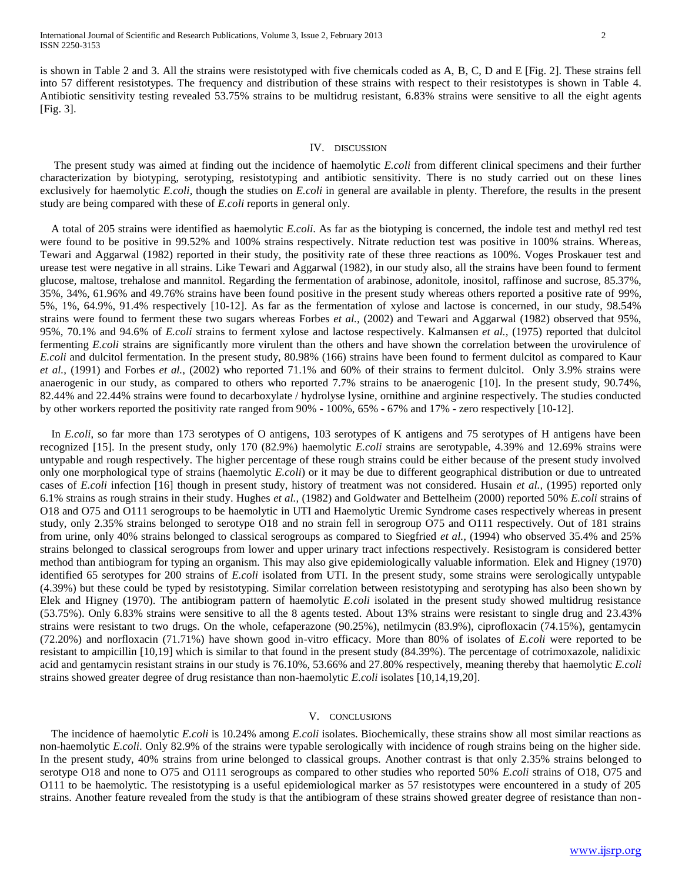is shown in Table 2 and 3. All the strains were resistotyped with five chemicals coded as A, B, C, D and E [Fig. 2]. These strains fell into 57 different resistotypes. The frequency and distribution of these strains with respect to their resistotypes is shown in Table 4. Antibiotic sensitivity testing revealed 53.75% strains to be multidrug resistant, 6.83% strains were sensitive to all the eight agents [Fig. 3].

## IV. Discussion

The present study was aimed at finding out the incidence of haemolytic *E.coli* from different clinical specimens and their further characterization by biotyping, serotyping, resistotyping and antibiotic sensitivity. There is no study carried out on these lines exclusively for haemolytic *E.coli*, though the studies on *E.coli* in general are available in plenty. Therefore, the results in the present study are being compared with these of *E.coli* reports in general only.

A total of 205 strains were identified as haemolytic *E.coli*. As far as the biotyping is concerned, the indole test and methyl red test were found to be positive in 99.52% and 100% strains respectively. Nitrate reduction test was positive in 100% strains. Whereas, Tewari and Aggarwal (1982) reported in their study, the positivity rate of these three reactions as 100%. Voges Proskauer test and urease test were negative in all strains. Like Tewari and Aggarwal (1982), in our study also, all the strains have been found to ferment glucose, maltose, trehalose and mannitol. Regarding the fermentation of arabinose, adonitole, inositol, raffinose and sucrose, 85.37%, 35%, 34%, 61.96% and 49.76% strains have been found positive in the present study whereas others reported a positive rate of 99%, 5%, 1%, 64.9%, 91.4% respectively [10-12]. As far as the fermentation of xylose and lactose is concerned, in our study, 98.54% strains were found to ferment these two sugars whereas Forbes *et al.,* (2002) and Tewari and Aggarwal (1982) observed that 95%, 95%, 70.1% and 94.6% of *E.coli* strains to ferment xylose and lactose respectively. Kalmansen *et al.,* (1975) reported that dulcitol fermenting *E.coli* strains are significantly more virulent than the others and have shown the correlation between the urovirulence of *E.coli* and dulcitol fermentation. In the present study, 80.98% (166) strains have been found to ferment dulcitol as compared to Kaur *et al.,* (1991) and Forbes *et al.,* (2002) who reported 71.1% and 60% of their strains to ferment dulcitol. Only 3.9% strains were anaerogenic in our study, as compared to others who reported 7.7% strains to be anaerogenic [10]. In the present study, 90.74%, 82.44% and 22.44% strains were found to decarboxylate / hydrolyse lysine, ornithine and arginine respectively. The studies conducted by other workers reported the positivity rate ranged from 90% - 100%, 65% - 67% and 17% - zero respectively [10-12].

In *E.coli*, so far more than 173 serotypes of O antigens, 103 serotypes of K antigens and 75 serotypes of H antigens have been recognized [15]. In the present study, only 170 (82.9%) haemolytic *E.coli* strains are serotypable, 4.39% and 12.69% strains were untypable and rough respectively. The higher percentage of these rough strains could be either because of the present study involved only one morphological type of strains (haemolytic *E.coli*) or it may be due to different geographical distribution or due to untreated cases of *E.coli* infection [16] though in present study, history of treatment was not considered. Husain *et al.,* (1995) reported only 6.1% strains as rough strains in their study. Hughes *et al.,* (1982) and Goldwater and Bettelheim (2000) reported 50% *E.coli* strains of O18 and O75 and O111 serogroups to be haemolytic in UTI and Haemolytic Uremic Syndrome cases respectively whereas in present study, only 2.35% strains belonged to serotype O18 and no strain fell in serogroup O75 and O111 respectively. Out of 181 strains from urine, only 40% strains belonged to classical serogroups as compared to Siegfried *et al.,* (1994) who observed 35.4% and 25% strains belonged to classical serogroups from lower and upper urinary tract infections respectively. Resistogram is considered better method than antibiogram for typing an organism. This may also give epidemiologically valuable information. Elek and Higney (1970) identified 65 serotypes for 200 strains of *E.coli* isolated from UTI. In the present study, some strains were serologically untypable (4.39%) but these could be typed by resistotyping. Similar correlation between resistotyping and serotyping has also been shown by Elek and Higney (1970). The antibiogram pattern of haemolytic *E.coli* isolated in the present study showed multidrug resistance (53.75%). Only 6.83% strains were sensitive to all the 8 agents tested. About 13% strains were resistant to single drug and 23.43% strains were resistant to two drugs. On the whole, cefaperazone (90.25%), netilmycin (83.9%), ciprofloxacin (74.15%), gentamycin (72.20%) and norfloxacin (71.71%) have shown good in-vitro efficacy. More than 80% of isolates of *E.coli* were reported to be resistant to ampicillin [10,19] which is similar to that found in the present study (84.39%). The percentage of cotrimoxazole, nalidixic acid and gentamycin resistant strains in our study is 76.10%, 53.66% and 27.80% respectively, meaning thereby that haemolytic *E.coli* strains showed greater degree of drug resistance than non-haemolytic *E.coli* isolates [10,14,19,20].

## V. Conclusions

The incidence of haemolytic *E.coli* is 10.24% among *E.coli* isolates. Biochemically, these strains show all most similar reactions as non-haemolytic *E.coli*. Only 82.9% of the strains were typable serologically with incidence of rough strains being on the higher side. In the present study, 40% strains from urine belonged to classical groups. Another contrast is that only 2.35% strains belonged to serotype O18 and none to O75 and O111 serogroups as compared to other studies who reported 50% *E.coli* strains of O18, O75 and O111 to be haemolytic. The resistotyping is a useful epidemiological marker as 57 resistotypes were encountered in a study of 205 strains. Another feature revealed from the study is that the antibiogram of these strains showed greater degree of resistance than non-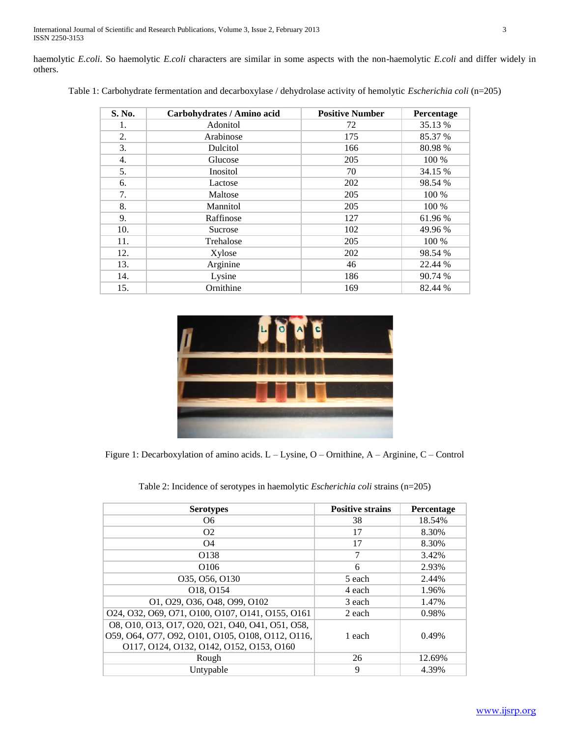haemolytic *E.coli*. So haemolytic *E.coli* characters are similar in some aspects with the non-haemolytic *E.coli* and differ widely in others.

Table 1: Carbohydrate fermentation and decarboxylase / dehydrolase activity of hemolytic *Escherichia coli* (n=205)

| S. No. | Carbohydrates / Amino acid | Positive Number | Percentage |
|---|---|---|---|
| 1. | Adonitol | 72 | 35.13 % |
| 2. | Arabinose | 175 | 85.37 % |
| 3. | Dulcitol | 166 | 80.98 % |
| 4. | Glucose | 205 | 100 % |
| 5. | Inositol | 70 | 34.15 % |
| 6. | Lactose | 202 | 98.54 % |
| 7. | Maltose | 205 | 100 % |
| 8. | Mannitol | 205 | 100 % |
| 9. | Raffinose | 127 | 61.96 % |
| 10. | Sucrose | 102 | 49.96 % |
| 11. | Trehalose | 205 | 100 % |
| 12. | Xylose | 202 | 98.54 % |
| 13. | Arginine | 46 | 22.44 % |
| 14. | Lysine | 186 | 90.74 % |
| 15. | Ornithine | 169 | 82.44 % |

Figure 1: Decarboxylation of amino acids. L – Lysine, O – Ornithine, A – Arginine, C – Control

Table 2: Incidence of serotypes in haemolytic *Escherichia coli* strains (n=205)

| Serotypes | Positive strains | Percentage |
|---|---|---|
| O6 | 38 | 18.54% |
| O2 | 17 | 8.30% |
| O4 | 17 | 8.30% |
| O138 | 7 | 3.42% |
| O106 | 6 | 2.93% |
| O35, O56, O130 | 5 each | 2.44% |
| O18, O154 | 4 each | 1.96% |
| O1, O29, O36, O48, O99, O102 | 3 each | 1.47% |
| O24, O32, O69, O71, O100, O107, O141, O155, O161 | 2 each | 0.98% |
| O8, O10, O13, O17, O20, O21, O40, O41, O51, O58, O59, O64, O77, O92, O101, O105, O108, O112, O116, O117, O124, O132, O142, O152, O153, O160 | 1 each | 0.49% |
| Rough | 26 | 12.69% |
| Untypable | 9 | 4.39% |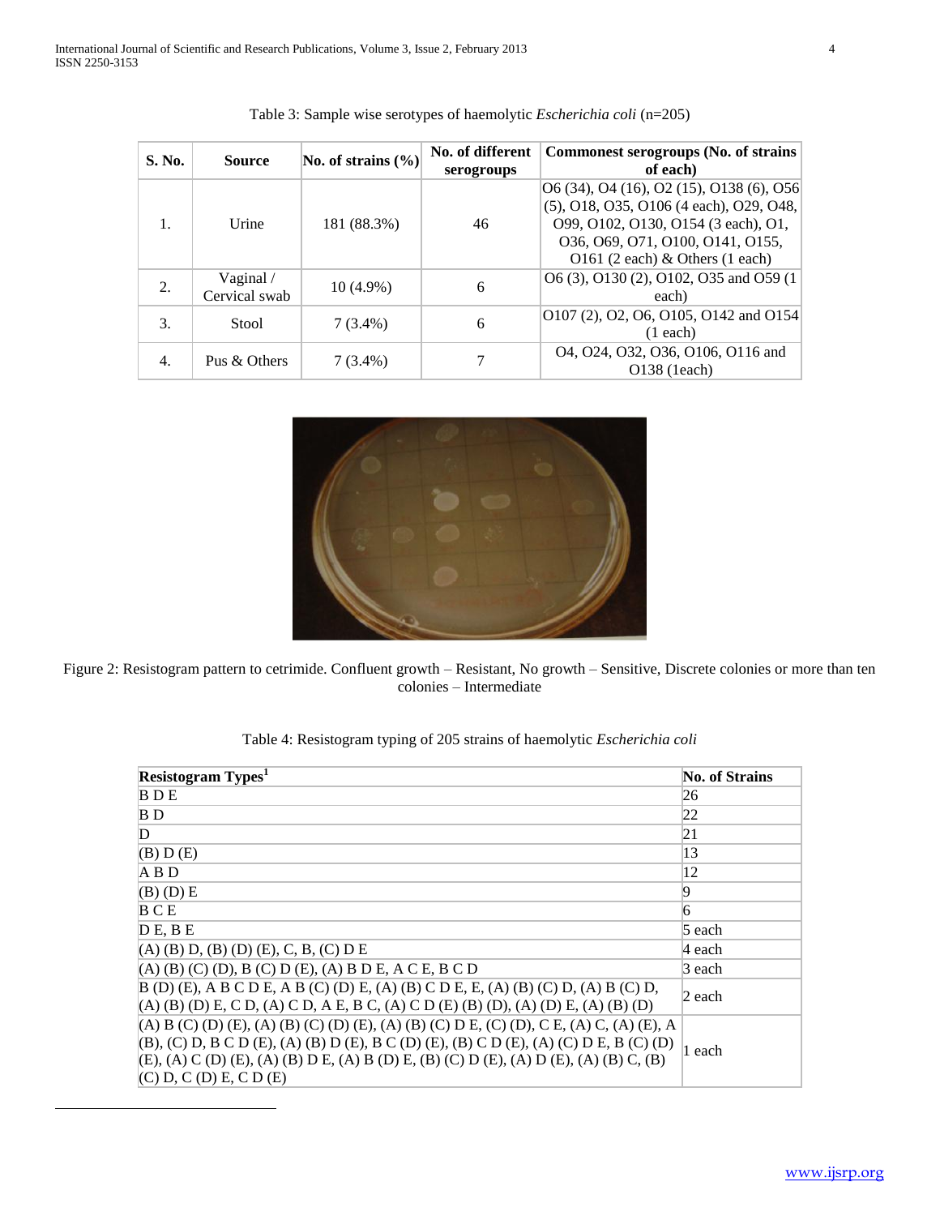Table 3: Sample wise serotypes of haemolytic *Escherichia coli* (n=205)

| S. No. | Source | No. of strains (%) | No. of different serogroups | Commonest serogroups (No. of strains of each) |
|---|---|---|---|---|
| 1. | Urine | 181 (88.3%) | 46 | O6 (34), O4 (16), O2 (15), O138 (6), O56 (5), O18, O35, O106 (4 each), O29, O48, O99, O102, O130, O154 (3 each), O1, O36, O69, O71, O100, O141, O155, O161 (2 each) & Others (1 each) |
| 2. | Vaginal / Cervical swab | 10 (4.9%) | 6 | O6 (3), O130 (2), O102, O35 and O59 (1 each) |
| 3. | Stool | 7 (3.4%) | 6 | O107 (2), O2, O6, O105, O142 and O154 (1 each) |
| 4. | Pus & Others | 7 (3.4%) | 7 | O4, O24, O32, O36, O106, O116 and O138 (1each) |

Figure 2: Resistogram pattern to cetrimide. Confluent growth – Resistant, No growth – Sensitive, Discrete colonies or more than ten colonies – Intermediate

Table 4: Resistogram typing of 205 strains of haemolytic *Escherichia coli*

| Resistogram Types[1] | No. of Strains |
|---|---|
| B D E | 26 |
| B D | 22 |
| D | 21 |
| (B) D (E) | 13 |
| A B D | 12 |
| (B) (D) E | 9 |
| B C E | 6 |
| D E, B E | 5 each |
| (A) (B) D, (B) (D) (E), C, B, (C) D E | 4 each |
| (A) (B) (C) (D), B (C) D (E), (A) B D E, A C E, B C D | 3 each |
| B (D) (E), A B C D E, A B (C) (D) E, (A) (B) C D E, E, (A) (B) (C) D, (A) B (C) D, (A) (B) (D) E, C D, (A) C D, A E, B C, (A) C D (E) (B) (D), (A) (D) E, (A) (B) (D) | 2 each |
| (A) B (C) (D) (E), (A) (B) (C) (D) (E), (A) (B) (C) D E, (C) (D), C E, (A) C, (A) (E), A (B), (C) D, B C D (E), (A) (B) D (E), B C (D) (E), (B) C D (E), (A) (C) D E, B (C) (D) (E), (A) C (D) (E), (A) (B) D E, (A) B (D) E, (B) (C) D (E), (A) D (E), (A) (B) C, (B) (C) D, C (D) E, C D (E) | 1 each |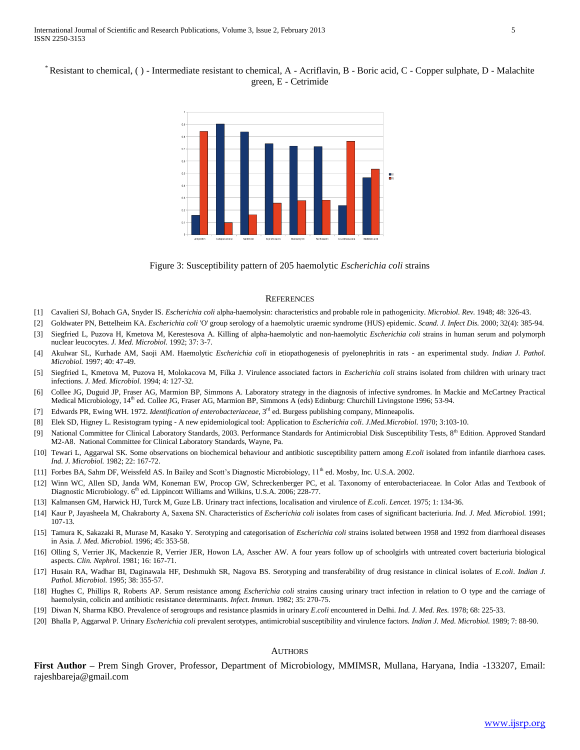[*] Resistant to chemical, ( ) - Intermediate resistant to chemical, A - Acriflavin, B - Boric acid, C - Copper sulphate, D - Malachite green, E - Cetrimide

Figure 3: Susceptibility pattern of 205 haemolytic *Escherichia coli* strains

## References

[1] Cavalieri SJ, Bohach GA, Snyder IS. *Escherichia coli* alpha-haemolysin: characteristics and probable role in pathogenicity. *Microbiol. Rev.* 1948; 48: 326-43.

[2] Goldwater PN, Bettelheim KA. *Escherichia coli* 'O' group serology of a haemolytic uraemic syndrome (HUS) epidemic. *Scand. J. Infect Dis.* 2000; 32(4): 385-94.

[3] Siegfried L, Puzova H, Kmetova M, Kerestesova A. Killing of alpha-haemolytic and non-haemolytic *Escherichia coli* strains in human serum and polymorph nuclear leucocytes. *J. Med. Microbiol.* 1992; 37: 3-7.

[4] Akulwar SL, Kurhade AM, Saoji AM. Haemolytic *Escherichia coli* in etiopathogenesis of pyelonephritis in rats - an experimental study. *Indian J. Pathol. Microbiol.* 1997; 40: 47-49.

[5] Siegfried L, Kmetova M, Puzova H, Molokacova M, Filka J. Virulence associated factors in *Escherichia coli* strains isolated from children with urinary tract infections. *J. Med. Microbiol.* 1994; 4: 127-32.

[6] Collee JG, Duguid JP, Fraser AG, Marmion BP, Simmons A. Laboratory strategy in the diagnosis of infective syndromes. In Mackie and McCartney Practical Medical Microbiology, 14th ed. Collee JG, Fraser AG, Marmion BP, Simmons A (eds) Edinburg: Churchill Livingstone 1996; 53-94.

[7] Edwards PR, Ewing WH. 1972. *Identification of enterobacteriaceae*, 3rd ed. Burgess publishing company, Minneapolis.

[8] Elek SD, Higney L. Resistogram typing - A new epidemiological tool: Application to *Escherichia coli*. *J.Med.Microbiol.* 1970; 3:103-10.

[9] National Committee for Clinical Laboratory Standards, 2003. Performance Standards for Antimicrobial Disk Susceptibility Tests, 8th Edition. Approved Standard M2-A8. National Committee for Clinical Laboratory Standards, Wayne, Pa.

[10] Tewari L, Aggarwal SK. Some observations on biochemical behaviour and antibiotic susceptibility pattern among *E.coli* isolated from infantile diarrhoea cases. *Ind. J. Microbiol.* 1982; 22: 167-72.

[11] Forbes BA, Sahm DF, Weissfeld AS. In Bailey and Scott's Diagnostic Microbiology, 11th ed. Mosby, Inc. U.S.A. 2002.

[12] Winn WC, Allen SD, Janda WM, Koneman EW, Procop GW, Schreckenberger PC, et al. Taxonomy of enterobacteriaceae. In Color Atlas and Textbook of Diagnostic Microbiology. 6th ed. Lippincott Williams and Wilkins, U.S.A. 2006; 228-77.

[13] Kalmansen GM, Harwick HJ, Turck M, Guze LB. Urinary tract infections, localisation and virulence of *E.coli*. *Lencet.* 1975; 1: 134-36.

[14] Kaur P, Jayasheela M, Chakraborty A, Saxena SN. Characteristics of *Escherichia coli* isolates from cases of significant bacteriuria. *Ind. J. Med. Microbiol.* 1991; 107-13.

[15] Tamura K, Sakazaki R, Murase M, Kasako Y. Serotyping and categorisation of *Escherichia coli* strains isolated between 1958 and 1992 from diarrhoeal diseases in Asia. *J. Med. Microbiol.* 1996; 45: 353-58.

[16] Olling S, Verrier JK, Mackenzie R, Verrier JER, Howon LA, Asscher AW. A four years follow up of schoolgirls with untreated covert bacteriuria biological aspects. *Clin. Nephrol.* 1981; 16: 167-71.

[17] Husain RA, Wadhar BI, Daginawala HF, Deshmukh SR, Nagova BS. Serotyping and transferability of drug resistance in clinical isolates of *E.coli*. *Indian J. Pathol. Microbiol.* 1995; 38: 355-57.

[18] Hughes C, Phillips R, Roberts AP. Serum resistance among *Escherichia coli* strains causing urinary tract infection in relation to O type and the carriage of haemolysin, colicin and antibiotic resistance determinants. *Infect. Immun.* 1982; 35: 270-75.

[19] Diwan N, Sharma KBO. Prevalence of serogroups and resistance plasmids in urinary *E.coli* encountered in Delhi. *Ind. J. Med. Res.* 1978; 68: 225-33.

[20] Bhalla P, Aggarwal P. Urinary *Escherichia coli* prevalent serotypes, antimicrobial susceptibility and virulence factors. *Indian J. Med. Microbiol.* 1989; 7: 88-90.

## Authors

**First Author** – Prem Singh Grover, Professor, Department of Microbiology, MMIMSR, Mullana, Haryana, India -133207, Email: rajeshbareja@gmail.com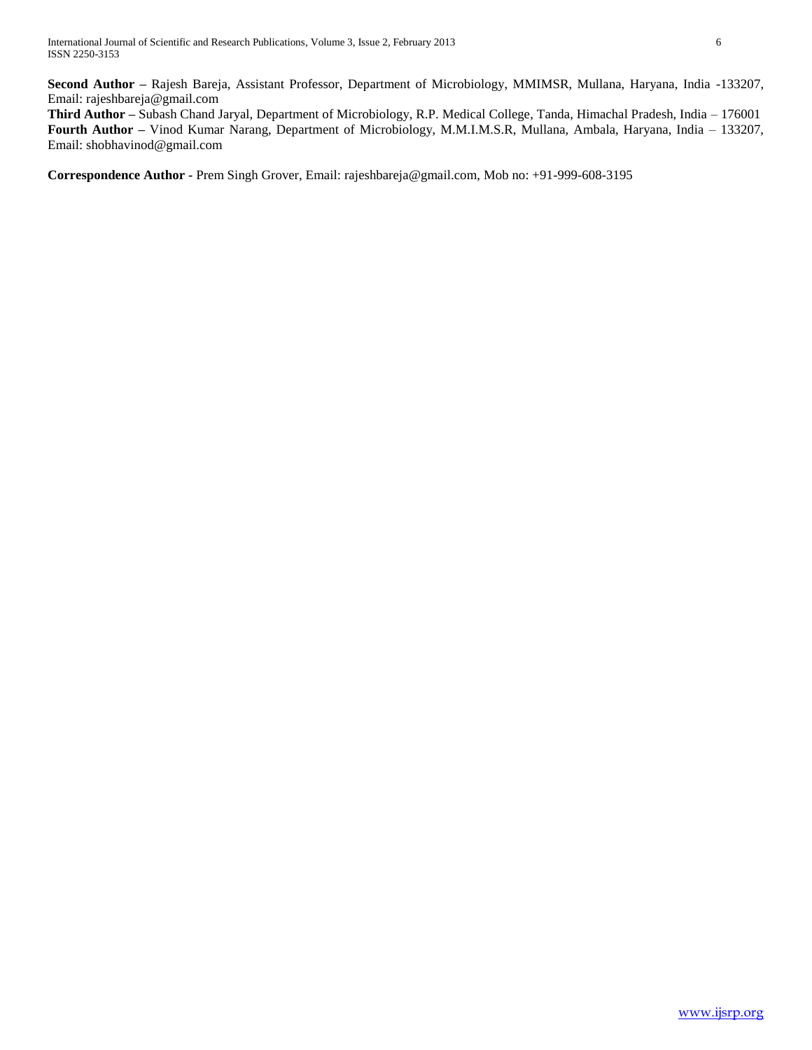**Second Author –** Rajesh Bareja, Assistant Professor, Department of Microbiology, MMIMSR, Mullana, Haryana, India -133207, Email: rajeshbareja@gmail.com

**Third Author –** Subash Chand Jaryal, Department of Microbiology, R.P. Medical College, Tanda, Himachal Pradesh, India – 176001

**Fourth Author –** Vinod Kumar Narang, Department of Microbiology, M.M.I.M.S.R, Mullana, Ambala, Haryana, India – 133207, Email: shobhavinod@gmail.com

**Correspondence Author -** Prem Singh Grover, Email: rajeshbareja@gmail.com, Mob no: +91-999-608-3195